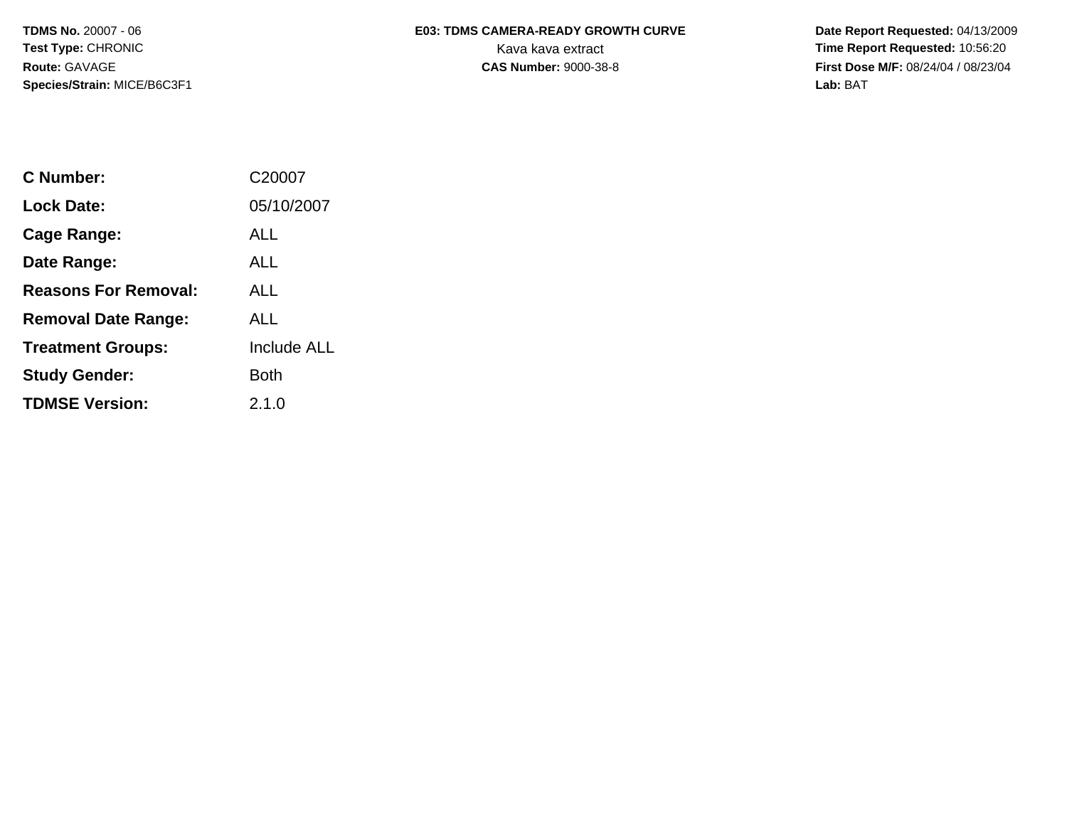**TDMS No.** 20007 - 06
**Test Type:** CHRONIC
**Route:** GAVAGE
**Species/Strain:** MICE/B6C3F1

**E03: TDMS CAMERA-READY GROWTH CURVE**
Kava kava extract
**CAS Number:** 9000-38-8

**Date Report Requested:** 04/13/2009
**Time Report Requested:** 10:56:20
**First Dose M/F:** 08/24/04 / 08/23/04
**Lab:** BAT

| | |
|---|---|
| **C Number:** | C20007 |
| **Lock Date:** | 05/10/2007 |
| **Cage Range:** | ALL |
| **Date Range:** | ALL |
| **Reasons For Removal:** | ALL |
| **Removal Date Range:** | ALL |
| **Treatment Groups:** | Include ALL |
| **Study Gender:** | Both |
| **TDMSE Version:** | 2.1.0 |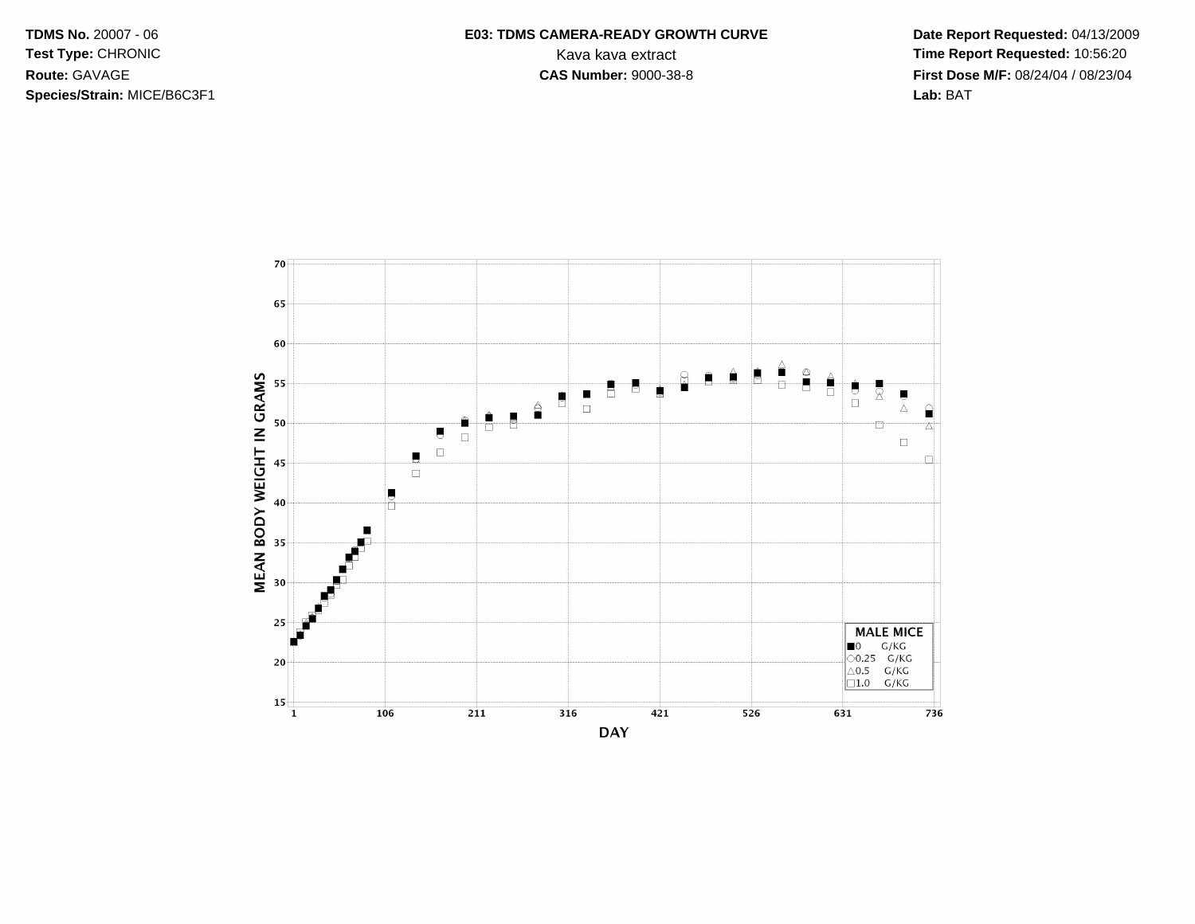**TDMS No.** 20007 - 06
**Test Type:** CHRONIC
**Route:** GAVAGE
**Species/Strain:** MICE/B6C3F1

**E03: TDMS CAMERA-READY GROWTH CURVE**
Kava kava extract
**CAS Number:** 9000-38-8

**Date Report Requested:** 04/13/2009
**Time Report Requested:** 10:56:20
**First Dose M/F:** 08/24/04 / 08/23/04
**Lab:** BAT

MEAN BODY WEIGHT IN GRAMS

DAY

**MALE MICE**
■ 0 G/KG
○ 0.25 G/KG
△ 0.5 G/KG
□ 1.0 G/KG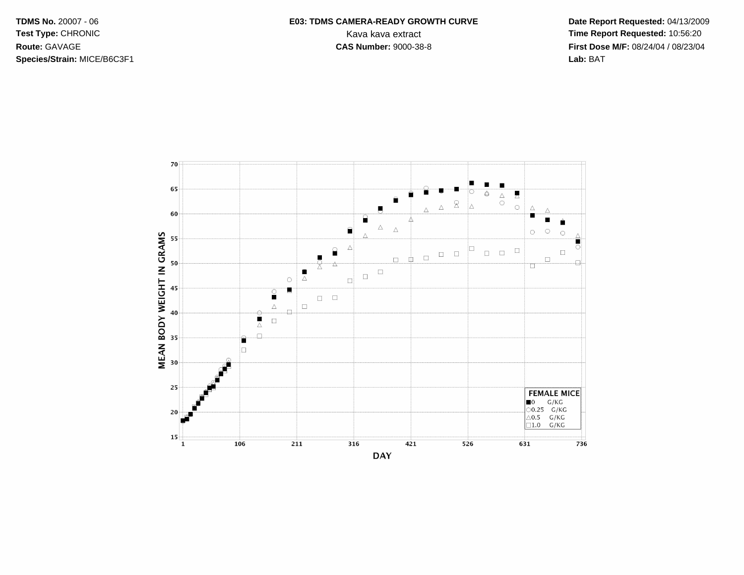**TDMS No.** 20007 - 06
**Test Type:** CHRONIC
**Route:** GAVAGE
**Species/Strain:** MICE/B6C3F1

**E03: TDMS CAMERA-READY GROWTH CURVE**
Kava kava extract
**CAS Number:** 9000-38-8

**Date Report Requested:** 04/13/2009
**Time Report Requested:** 10:56:20
**First Dose M/F:** 08/24/04 / 08/23/04
**Lab:** BAT

MEAN BODY WEIGHT IN GRAMS

70
65
60
55
50
45
40
35
30
25
20
15

DAY

1 106 211 316 421 526 631 736

FEMALE MICE
■0 G/KG
○0.25 G/KG
△0.5 G/KG
□1.0 G/KG